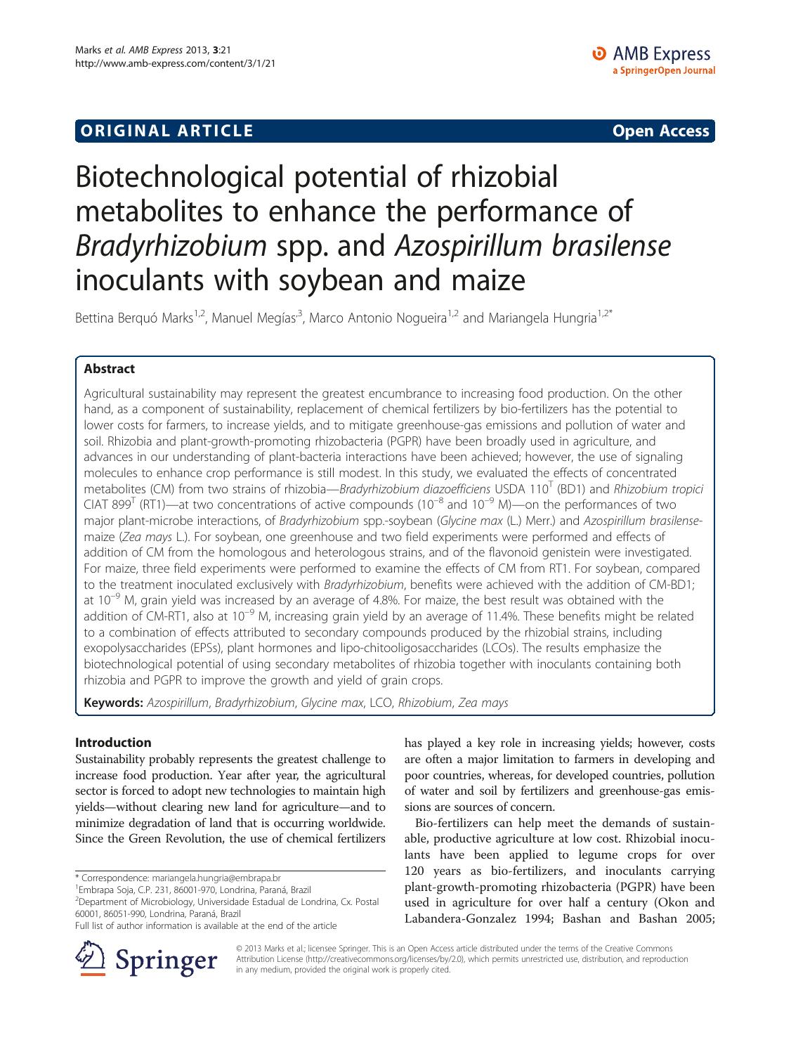ORIGINAL ARTICLE Open Access

# Biotechnological potential of rhizobial metabolites to enhance the performance of *Bradyrhizobium* spp. and *Azospirillum brasilense* inoculants with soybean and maize

Bettina Berquó Marks[1,2], Manuel Megías[3], Marco Antonio Nogueira[1,2] and Mariangela Hungria[1,2*]

## Abstract

Agricultural sustainability may represent the greatest encumbrance to increasing food production. On the other hand, as a component of sustainability, replacement of chemical fertilizers by bio-fertilizers has the potential to lower costs for farmers, to increase yields, and to mitigate greenhouse-gas emissions and pollution of water and soil. Rhizobia and plant-growth-promoting rhizobacteria (PGPR) have been broadly used in agriculture, and advances in our understanding of plant-bacteria interactions have been achieved; however, the use of signaling molecules to enhance crop performance is still modest. In this study, we evaluated the effects of concentrated metabolites (CM) from two strains of rhizobia—*Bradyrhizobium diazoefficiens* USDA 110$^T$ (BD1) and *Rhizobium tropici* CIAT 899$^T$ (RT1)—at two concentrations of active compounds ($10^{-8}$ and $10^{-9}$ M)—on the performances of two major plant-microbe interactions, of *Bradyrhizobium* spp.-soybean (*Glycine max* (L.) Merr.) and *Azospirillum brasilense*-maize (*Zea mays* L.). For soybean, one greenhouse and two field experiments were performed and effects of addition of CM from the homologous and heterologous strains, and of the flavonoid genistein were investigated. For maize, three field experiments were performed to examine the effects of CM from RT1. For soybean, compared to the treatment inoculated exclusively with *Bradyrhizobium*, benefits were achieved with the addition of CM-BD1; at $10^{-9}$ M, grain yield was increased by an average of 4.8%. For maize, the best result was obtained with the addition of CM-RT1, also at $10^{-9}$ M, increasing grain yield by an average of 11.4%. These benefits might be related to a combination of effects attributed to secondary compounds produced by the rhizobial strains, including exopolysaccharides (EPSs), plant hormones and lipo-chitooligosaccharides (LCOs). The results emphasize the biotechnological potential of using secondary metabolites of rhizobia together with inoculants containing both rhizobia and PGPR to improve the growth and yield of grain crops.

**Keywords:** *Azospirillum*, *Bradyrhizobium*, *Glycine max*, LCO, *Rhizobium*, *Zea mays*

## Introduction

Sustainability probably represents the greatest challenge to increase food production. Year after year, the agricultural sector is forced to adopt new technologies to maintain high yields—without clearing new land for agriculture—and to minimize degradation of land that is occurring worldwide. Since the Green Revolution, the use of chemical fertilizers has played a key role in increasing yields; however, costs are often a major limitation to farmers in developing and poor countries, whereas, for developed countries, pollution of water and soil by fertilizers and greenhouse-gas emissions are sources of concern.

Bio-fertilizers can help meet the demands of sustainable, productive agriculture at low cost. Rhizobial inoculants have been applied to legume crops for over 120 years as bio-fertilizers, and inoculants carrying plant-growth-promoting rhizobacteria (PGPR) have been used in agriculture for over half a century (Okon and Labandera-Gonzalez 1994; Bashan and Bashan 2005;

\* Correspondence: mariangela.hungria@embrapa.br
[1]Embrapa Soja, C.P. 231, 86001-970, Londrina, Paraná, Brazil
[2]Department of Microbiology, Universidade Estadual de Londrina, Cx. Postal 60001, 86051-990, Londrina, Paraná, Brazil
Full list of author information is available at the end of the article

© 2013 Marks et al.; licensee Springer. This is an Open Access article distributed under the terms of the Creative Commons Attribution License (http://creativecommons.org/licenses/by/2.0), which permits unrestricted use, distribution, and reproduction in any medium, provided the original work is properly cited.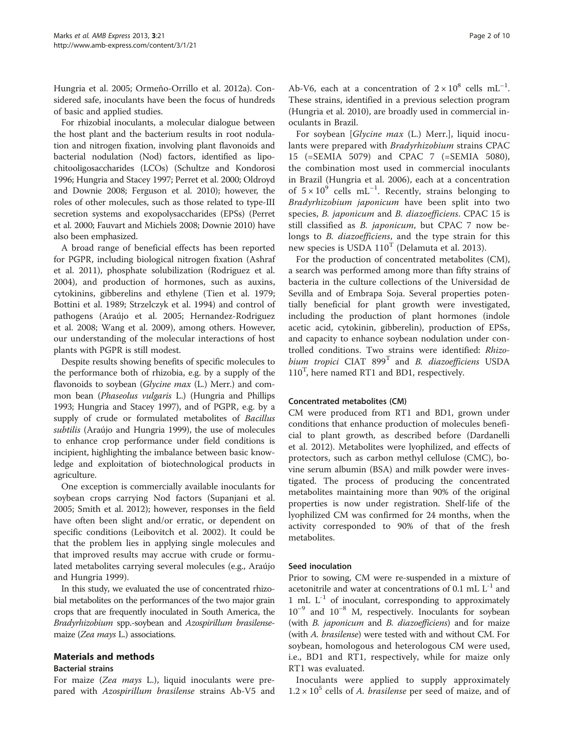Hungria et al. 2005; Ormeño-Orrillo et al. 2012a). Considered safe, inoculants have been the focus of hundreds of basic and applied studies.

For rhizobial inoculants, a molecular dialogue between the host plant and the bacterium results in root nodulation and nitrogen fixation, involving plant flavonoids and bacterial nodulation (Nod) factors, identified as lipo-chitooligosaccharides (LCOs) (Schultze and Kondorosi 1996; Hungria and Stacey 1997; Perret et al. 2000; Oldroyd and Downie 2008; Ferguson et al. 2010); however, the roles of other molecules, such as those related to type-III secretion systems and exopolysaccharides (EPSs) (Perret et al. 2000; Fauvart and Michiels 2008; Downie 2010) have also been emphasized.

A broad range of beneficial effects has been reported for PGPR, including biological nitrogen fixation (Ashraf et al. 2011), phosphate solubilization (Rodriguez et al. 2004), and production of hormones, such as auxins, cytokinins, gibberelins and ethylene (Tien et al. 1979; Bottini et al. 1989; Strzelczyk et al. 1994) and control of pathogens (Araújo et al. 2005; Hernandez-Rodriguez et al. 2008; Wang et al. 2009), among others. However, our understanding of the molecular interactions of host plants with PGPR is still modest.

Despite results showing benefits of specific molecules to the performance both of rhizobia, e.g. by a supply of the flavonoids to soybean (*Glycine max* (L.) Merr.) and common bean (*Phaseolus vulgaris* L.) (Hungria and Phillips 1993; Hungria and Stacey 1997), and of PGPR, e.g. by a supply of crude or formulated metabolites of *Bacillus subtilis* (Araújo and Hungria 1999), the use of molecules to enhance crop performance under field conditions is incipient, highlighting the imbalance between basic knowledge and exploitation of biotechnological products in agriculture.

One exception is commercially available inoculants for soybean crops carrying Nod factors (Supanjani et al. 2005; Smith et al. 2012); however, responses in the field have often been slight and/or erratic, or dependent on specific conditions (Leibovitch et al. 2002). It could be that the problem lies in applying single molecules and that improved results may accrue with crude or formulated metabolites carrying several molecules (e.g., Araújo and Hungria 1999).

In this study, we evaluated the use of concentrated rhizobial metabolites on the performances of the two major grain crops that are frequently inoculated in South America, the *Bradyrhizobium* spp.-soybean and *Azospirillum brasilense*-maize (*Zea mays* L.) associations.

## Materials and methods

### Bacterial strains

For maize (*Zea mays* L.), liquid inoculants were prepared with *Azospirillum brasilense* strains Ab-V5 and Ab-V6, each at a concentration of $2 \times 10^8$ cells mL$^{-1}$. These strains, identified in a previous selection program (Hungria et al. 2010), are broadly used in commercial inoculants in Brazil.

For soybean [*Glycine max* (L.) Merr.], liquid inoculants were prepared with *Bradyrhizobium* strains CPAC 15 (=SEMIA 5079) and CPAC 7 (=SEMIA 5080), the combination most used in commercial inoculants in Brazil (Hungria et al. 2006), each at a concentration of $5 \times 10^9$ cells mL$^{-1}$. Recently, strains belonging to *Bradyrhizobium japonicum* have been split into two species, *B. japonicum* and *B. diazoefficiens*. CPAC 15 is still classified as *B. japonicum*, but CPAC 7 now belongs to *B. diazoefficiens*, and the type strain for this new species is USDA 110$^{T}$ (Delamuta et al. 2013).

For the production of concentrated metabolites (CM), a search was performed among more than fifty strains of bacteria in the culture collections of the Universidad de Sevilla and of Embrapa Soja. Several properties potentially beneficial for plant growth were investigated, including the production of plant hormones (indole acetic acid, cytokinin, gibberelin), production of EPSs, and capacity to enhance soybean nodulation under controlled conditions. Two strains were identified: *Rhizobium tropici* CIAT 899$^{T}$ and *B. diazoefficiens* USDA 110$^{T}$, here named RT1 and BD1, respectively.

### Concentrated metabolites (CM)

CM were produced from RT1 and BD1, grown under conditions that enhance production of molecules beneficial to plant growth, as described before (Dardanelli et al. 2012). Metabolites were lyophilized, and effects of protectors, such as carbon methyl cellulose (CMC), bovine serum albumin (BSA) and milk powder were investigated. The process of producing the concentrated metabolites maintaining more than 90% of the original properties is now under registration. Shelf-life of the lyophilized CM was confirmed for 24 months, when the activity corresponded to 90% of that of the fresh metabolites.

### Seed inoculation

Prior to sowing, CM were re-suspended in a mixture of acetonitrile and water at concentrations of 0.1 mL L$^{-1}$ and 1 mL L$^{-1}$ of inoculant, corresponding to approximately $10^{-9}$ and $10^{-8}$ M, respectively. Inoculants for soybean (with *B. japonicum* and *B. diazoefficiens*) and for maize (with *A. brasilense*) were tested with and without CM. For soybean, homologous and heterologous CM were used, i.e., BD1 and RT1, respectively, while for maize only RT1 was evaluated.

Inoculants were applied to supply approximately $1.2 \times 10^5$ cells of *A. brasilense* per seed of maize, and of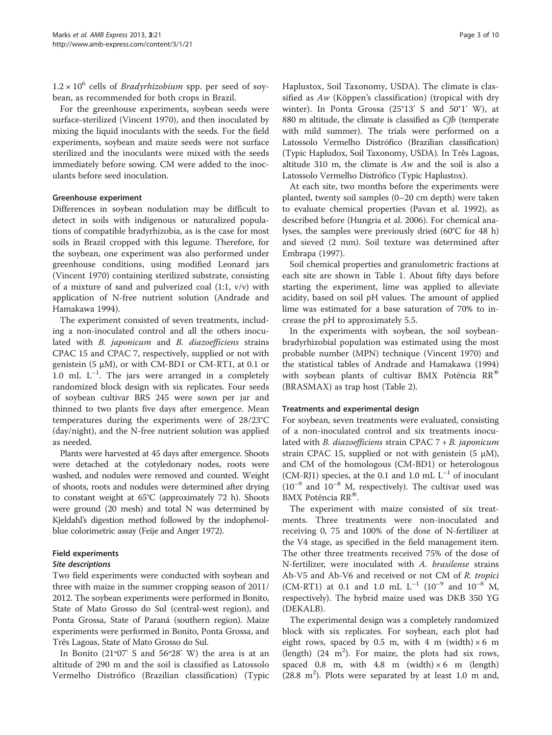$1.2 \times 10^6$ cells of *Bradyrhizobium* spp. per seed of soybean, as recommended for both crops in Brazil.

For the greenhouse experiments, soybean seeds were surface-sterilized (Vincent 1970), and then inoculated by mixing the liquid inoculants with the seeds. For the field experiments, soybean and maize seeds were not surface sterilized and the inoculants were mixed with the seeds immediately before sowing. CM were added to the inoculants before seed inoculation.

### Greenhouse experiment

Differences in soybean nodulation may be difficult to detect in soils with indigenous or naturalized populations of compatible bradyrhizobia, as is the case for most soils in Brazil cropped with this legume. Therefore, for the soybean, one experiment was also performed under greenhouse conditions, using modified Leonard jars (Vincent 1970) containing sterilized substrate, consisting of a mixture of sand and pulverized coal (1:1, v/v) with application of N-free nutrient solution (Andrade and Hamakawa 1994).

The experiment consisted of seven treatments, including a non-inoculated control and all the others inoculated with *B. japonicum* and *B. diazoefficiens* strains CPAC 15 and CPAC 7, respectively, supplied or not with genistein (5 μM), or with CM-BD1 or CM-RT1, at 0.1 or 1.0 mL $L^{-1}$. The jars were arranged in a completely randomized block design with six replicates. Four seeds of soybean cultivar BRS 245 were sown per jar and thinned to two plants five days after emergence. Mean temperatures during the experiments were of 28/23°C (day/night), and the N-free nutrient solution was applied as needed.

Plants were harvested at 45 days after emergence. Shoots were detached at the cotyledonary nodes, roots were washed, and nodules were removed and counted. Weight of shoots, roots and nodules were determined after drying to constant weight at 65°C (approximately 72 h). Shoots were ground (20 mesh) and total N was determined by Kjeldahl's digestion method followed by the indophenol-blue colorimetric assay (Feije and Anger 1972).

### Field experiments

#### Site descriptions

Two field experiments were conducted with soybean and three with maize in the summer cropping season of 2011/2012. The soybean experiments were performed in Bonito, State of Mato Grosso do Sul (central-west region), and Ponta Grossa, State of Paraná (southern region). Maize experiments were performed in Bonito, Ponta Grossa, and Três Lagoas, State of Mato Grosso do Sul.

In Bonito (21°07' S and 56°28' W) the area is at an altitude of 290 m and the soil is classified as Latossolo Vermelho Distrófico (Brazilian classification) (Typic Haplustox, Soil Taxonomy, USDA). The climate is classified as *Aw* (Köppen's classification) (tropical with dry winter). In Ponta Grossa (25°13' S and 50°1' W), at 880 m altitude, the climate is classified as *Cfb* (temperate with mild summer). The trials were performed on a Latossolo Vermelho Distrófico (Brazilian classification) (Typic Hapludox, Soil Taxonomy, USDA). In Três Lagoas, altitude 310 m, the climate is *Aw* and the soil is also a Latossolo Vermelho Distrófico (Typic Haplustox).

At each site, two months before the experiments were planted, twenty soil samples (0–20 cm depth) were taken to evaluate chemical properties (Pavan et al. 1992), as described before (Hungria et al. 2006). For chemical analyses, the samples were previously dried (60°C for 48 h) and sieved (2 mm). Soil texture was determined after Embrapa (1997).

Soil chemical properties and granulometric fractions at each site are shown in Table 1. About fifty days before starting the experiment, lime was applied to alleviate acidity, based on soil pH values. The amount of applied lime was estimated for a base saturation of 70% to increase the pH to approximately 5.5.

In the experiments with soybean, the soil soybean-bradyrhizobial population was estimated using the most probable number (MPN) technique (Vincent 1970) and the statistical tables of Andrade and Hamakawa (1994) with soybean plants of cultivar BMX Potência RR® (BRASMAX) as trap host (Table 2).

#### Treatments and experimental design

For soybean, seven treatments were evaluated, consisting of a non-inoculated control and six treatments inoculated with *B. diazoefficiens* strain CPAC 7 + *B. japonicum* strain CPAC 15, supplied or not with genistein (5 μM), and CM of the homologous (CM-BD1) or heterologous (CM-RJ1) species, at the 0.1 and 1.0 mL $L^{-1}$ of inoculant ($10^{-9}$ and $10^{-8}$ M, respectively). The cultivar used was BMX Potência RR®.

The experiment with maize consisted of six treatments. Three treatments were non-inoculated and receiving 0, 75 and 100% of the dose of N-fertilizer at the V4 stage, as specified in the field management item. The other three treatments received 75% of the dose of N-fertilizer, were inoculated with *A. brasilense* strains Ab-V5 and Ab-V6 and received or not CM of *R. tropici* (CM-RT1) at 0.1 and 1.0 mL $L^{-1}$ ($10^{-9}$ and $10^{-8}$ M, respectively). The hybrid maize used was DKB 350 YG (DEKALB).

The experimental design was a completely randomized block with six replicates. For soybean, each plot had eight rows, spaced by 0.5 m, with 4 m (width) × 6 m (length) (24 $m^2$). For maize, the plots had six rows, spaced 0.8 m, with 4.8 m (width) × 6 m (length) (28.8 $m^2$). Plots were separated by at least 1.0 m and,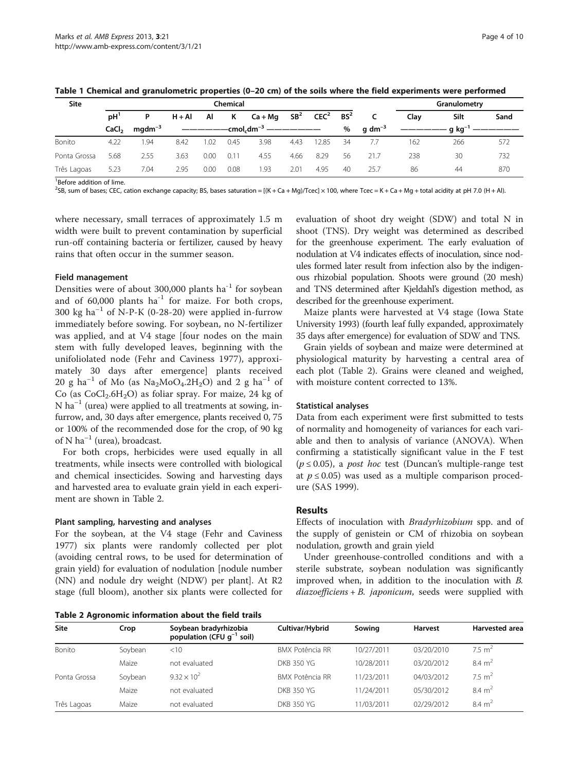**Table 1 Chemical and granulometric properties (0–20 cm) of the soils where the field experiments were performed**

| Site | Chemical | | | | | | | | | | Granulometry | | |
|---|---|---|---|---|---|---|---|---|---|---|---|---|---|
| | pH[1] | P | H + Al | Al | K | Ca + Mg | SB[2] | CEC[2] | BS[2] | C | Clay | Silt | Sand |
| | $CaCl_2$ | $mgdm^{-3}$ | $cmol_c dm^{-3}$ | | | | | | % | $g\ dm^{-3}$ | $g\ kg^{-1}$ | | |
| Bonito | 4.22 | 1.94 | 8.42 | 1.02 | 0.45 | 3.98 | 4.43 | 12.85 | 34 | 7.7 | 162 | 266 | 572 |
| Ponta Grossa | 5.68 | 2.55 | 3.63 | 0.00 | 0.11 | 4.55 | 4.66 | 8.29 | 56 | 21.7 | 238 | 30 | 732 |
| Três Lagoas | 5.23 | 7.04 | 2.95 | 0.00 | 0.08 | 1.93 | 2.01 | 4.95 | 40 | 25.7 | 86 | 44 | 870 |

[1]Before addition of lime.
[2]SB, sum of bases; CEC, cation exchange capacity; BS, bases saturation = [(K + Ca + Mg)/Tcec] × 100, where Tcec = K + Ca + Mg + total acidity at pH 7.0 (H + Al).

where necessary, small terraces of approximately 1.5 m width were built to prevent contamination by superficial run-off containing bacteria or fertilizer, caused by heavy rains that often occur in the summer season.

### Field management

Densities were of about 300,000 plants $ha^{-1}$ for soybean and of 60,000 plants $ha^{-1}$ for maize. For both crops, 300 kg $ha^{-1}$ of N-P-K (0-28-20) were applied in-furrow immediately before sowing. For soybean, no N-fertilizer was applied, and at V4 stage [four nodes on the main stem with fully developed leaves, beginning with the unifoliolated node (Fehr and Caviness 1977), approximately 30 days after emergence] plants received 20 g $ha^{-1}$ of Mo (as $Na_2MoO_4.2H_2O$) and 2 g $ha^{-1}$ of Co (as $CoCl_2.6H_2O$) as foliar spray. For maize, 24 kg of N $ha^{-1}$ (urea) were applied to all treatments at sowing, in-furrow, and, 30 days after emergence, plants received 0, 75 or 100% of the recommended dose for the crop, of 90 kg of N $ha^{-1}$ (urea), broadcast.

For both crops, herbicides were used equally in all treatments, while insects were controlled with biological and chemical insecticides. Sowing and harvesting days and harvested area to evaluate grain yield in each experiment are shown in Table 2.

### Plant sampling, harvesting and analyses

For the soybean, at the V4 stage (Fehr and Caviness 1977) six plants were randomly collected per plot (avoiding central rows, to be used for determination of grain yield) for evaluation of nodulation [nodule number (NN) and nodule dry weight (NDW) per plant]. At R2 stage (full bloom), another six plants were collected for evaluation of shoot dry weight (SDW) and total N in shoot (TNS). Dry weight was determined as described for the greenhouse experiment. The early evaluation of nodulation at V4 indicates effects of inoculation, since nodules formed later result from infection also by the indigenous rhizobial population. Shoots were ground (20 mesh) and TNS determined after Kjeldahl's digestion method, as described for the greenhouse experiment.

Maize plants were harvested at V4 stage (Iowa State University 1993) (fourth leaf fully expanded, approximately 35 days after emergence) for evaluation of SDW and TNS.

Grain yields of soybean and maize were determined at physiological maturity by harvesting a central area of each plot (Table 2). Grains were cleaned and weighed, with moisture content corrected to 13%.

### Statistical analyses

Data from each experiment were first submitted to tests of normality and homogeneity of variances for each variable and then to analysis of variance (ANOVA). When confirming a statistically significant value in the F test ($p \leq 0.05$), a *post hoc* test (Duncan's multiple-range test at $p \leq 0.05$) was used as a multiple comparison procedure (SAS 1999).

## Results

Effects of inoculation with *Bradyrhizobium* spp. and of the supply of genistein or CM of rhizobia on soybean nodulation, growth and grain yield

Under greenhouse-controlled conditions and with a sterile substrate, soybean nodulation was significantly improved when, in addition to the inoculation with *B. diazoefficiens* + *B. japonicum*, seeds were supplied with

**Table 2 Agronomic information about the field trails**

| Site | Crop | Soybean bradyrhizobia population (CFU $g^{-1}$ soil) | Cultivar/Hybrid | Sowing | Harvest | Harvested area |
|---|---|---|---|---|---|---|
| Bonito | Soybean | <10 | BMX Potência RR | 10/27/2011 | 03/20/2010 | 7.5 $m^2$ |
| | Maize | not evaluated | DKB 350 YG | 10/28/2011 | 03/20/2012 | 8.4 $m^2$ |
| Ponta Grossa | Soybean | $9.32 \times 10^2$ | BMX Potência RR | 11/23/2011 | 04/03/2012 | 7.5 $m^2$ |
| | Maize | not evaluated | DKB 350 YG | 11/24/2011 | 05/30/2012 | 8.4 $m^2$ |
| Três Lagoas | Maize | not evaluated | DKB 350 YG | 11/03/2011 | 02/29/2012 | 8.4 $m^2$ |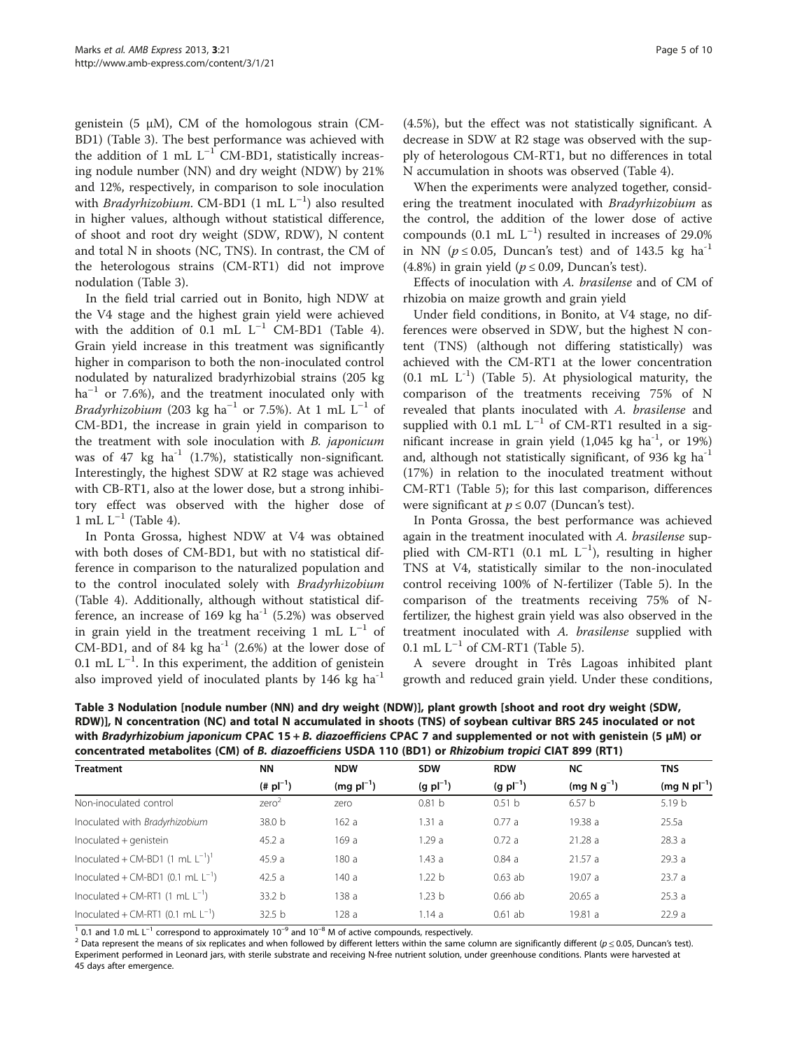genistein (5 μM), CM of the homologous strain (CM-BD1) (Table 3). The best performance was achieved with the addition of 1 mL $L^{-1}$ CM-BD1, statistically increasing nodule number (NN) and dry weight (NDW) by 21% and 12%, respectively, in comparison to sole inoculation with *Bradyrhizobium*. CM-BD1 (1 mL $L^{-1}$) also resulted in higher values, although without statistical difference, of shoot and root dry weight (SDW, RDW), N content and total N in shoots (NC, TNS). In contrast, the CM of the heterologous strains (CM-RT1) did not improve nodulation (Table 3).

In the field trial carried out in Bonito, high NDW at the V4 stage and the highest grain yield were achieved with the addition of 0.1 mL $L^{-1}$ CM-BD1 (Table 4). Grain yield increase in this treatment was significantly higher in comparison to both the non-inoculated control nodulated by naturalized bradyrhizobial strains (205 kg $ha^{-1}$ or 7.6%), and the treatment inoculated only with *Bradyrhizobium* (203 kg $ha^{-1}$ or 7.5%). At 1 mL $L^{-1}$ of CM-BD1, the increase in grain yield in comparison to the treatment with sole inoculation with *B. japonicum* was of 47 kg $ha^{-1}$ (1.7%), statistically non-significant. Interestingly, the highest SDW at R2 stage was achieved with CB-RT1, also at the lower dose, but a strong inhibitory effect was observed with the higher dose of 1 mL $L^{-1}$ (Table 4).

In Ponta Grossa, highest NDW at V4 was obtained with both doses of CM-BD1, but with no statistical difference in comparison to the naturalized population and to the control inoculated solely with *Bradyrhizobium* (Table 4). Additionally, although without statistical difference, an increase of 169 kg $ha^{-1}$ (5.2%) was observed in grain yield in the treatment receiving 1 mL $L^{-1}$ of CM-BD1, and of 84 kg $ha^{-1}$ (2.6%) at the lower dose of 0.1 mL $L^{-1}$. In this experiment, the addition of genistein also improved yield of inoculated plants by 146 kg $ha^{-1}$ (4.5%), but the effect was not statistically significant. A decrease in SDW at R2 stage was observed with the supply of heterologous CM-RT1, but no differences in total N accumulation in shoots was observed (Table 4).

When the experiments were analyzed together, considering the treatment inoculated with *Bradyrhizobium* as the control, the addition of the lower dose of active compounds (0.1 mL $L^{-1}$) resulted in increases of 29.0% in NN ($p \leq 0.05$, Duncan's test) and of 143.5 kg $ha^{-1}$ (4.8%) in grain yield ($p \leq 0.09$, Duncan's test).

Effects of inoculation with *A. brasilense* and of CM of rhizobia on maize growth and grain yield

Under field conditions, in Bonito, at V4 stage, no differences were observed in SDW, but the highest N content (TNS) (although not differing statistically) was achieved with the CM-RT1 at the lower concentration (0.1 mL $L^{-1}$) (Table 5). At physiological maturity, the comparison of the treatments receiving 75% of N revealed that plants inoculated with *A. brasilense* and supplied with 0.1 mL $L^{-1}$ of CM-RT1 resulted in a significant increase in grain yield (1,045 kg $ha^{-1}$, or 19%) and, although not statistically significant, of 936 kg $ha^{-1}$ (17%) in relation to the inoculated treatment without CM-RT1 (Table 5); for this last comparison, differences were significant at $p \leq 0.07$ (Duncan's test).

In Ponta Grossa, the best performance was achieved again in the treatment inoculated with *A. brasilense* supplied with CM-RT1 (0.1 mL $L^{-1}$), resulting in higher TNS at V4, statistically similar to the non-inoculated control receiving 100% of N-fertilizer (Table 5). In the comparison of the treatments receiving 75% of N-fertilizer, the highest grain yield was also observed in the treatment inoculated with *A. brasilense* supplied with 0.1 mL $L^{-1}$ of CM-RT1 (Table 5).

A severe drought in Três Lagoas inhibited plant growth and reduced grain yield. Under these conditions,

**Table 3 Nodulation [nodule number (NN) and dry weight (NDW)], plant growth [shoot and root dry weight (SDW, RDW)], N concentration (NC) and total N accumulated in shoots (TNS) of soybean cultivar BRS 245 inoculated or not with *Bradyrhizobium japonicum* CPAC 15 + *B. diazoefficiens* CPAC 7 and supplemented or not with genistein (5 μM) or concentrated metabolites (CM) of *B. diazoefficiens* USDA 110 (BD1) or *Rhizobium tropici* CIAT 899 (RT1)**

| Treatment | NN (# $pl^{-1}$) | NDW (mg $pl^{-1}$) | SDW (g $pl^{-1}$) | RDW (g $pl^{-1}$) | NC (mg N $g^{-1}$) | TNS (mg N $pl^{-1}$) |
|---|---|---|---|---|---|---|
| Non-inoculated control | zero[2] | zero | 0.81 b | 0.51 b | 6.57 b | 5.19 b |
| Inoculated with *Bradyrhizobium* | 38.0 b | 162 a | 1.31 a | 0.77 a | 19.38 a | 25.5a |
| Inoculated + genistein | 45.2 a | 169 a | 1.29 a | 0.72 a | 21.28 a | 28.3 a |
| Inoculated + CM-BD1 (1 mL $L^{-1}$)[1] | 45.9 a | 180 a | 1.43 a | 0.84 a | 21.57 a | 29.3 a |
| Inoculated + CM-BD1 (0.1 mL $L^{-1}$) | 42.5 a | 140 a | 1.22 b | 0.63 ab | 19.07 a | 23.7 a |
| Inoculated + CM-RT1 (1 mL $L^{-1}$) | 33.2 b | 138 a | 1.23 b | 0.66 ab | 20.65 a | 25.3 a |
| Inoculated + CM-RT1 (0.1 mL $L^{-1}$) | 32.5 b | 128 a | 1.14 a | 0.61 ab | 19.81 a | 22.9 a |

[1] 0.1 and 1.0 mL $L^{-1}$ correspond to approximately $10^{-9}$ and $10^{-8}$ M of active compounds, respectively.
[2] Data represent the means of six replicates and when followed by different letters within the same column are significantly different ($p \leq 0.05$, Duncan's test). Experiment performed in Leonard jars, with sterile substrate and receiving N-free nutrient solution, under greenhouse conditions. Plants were harvested at 45 days after emergence.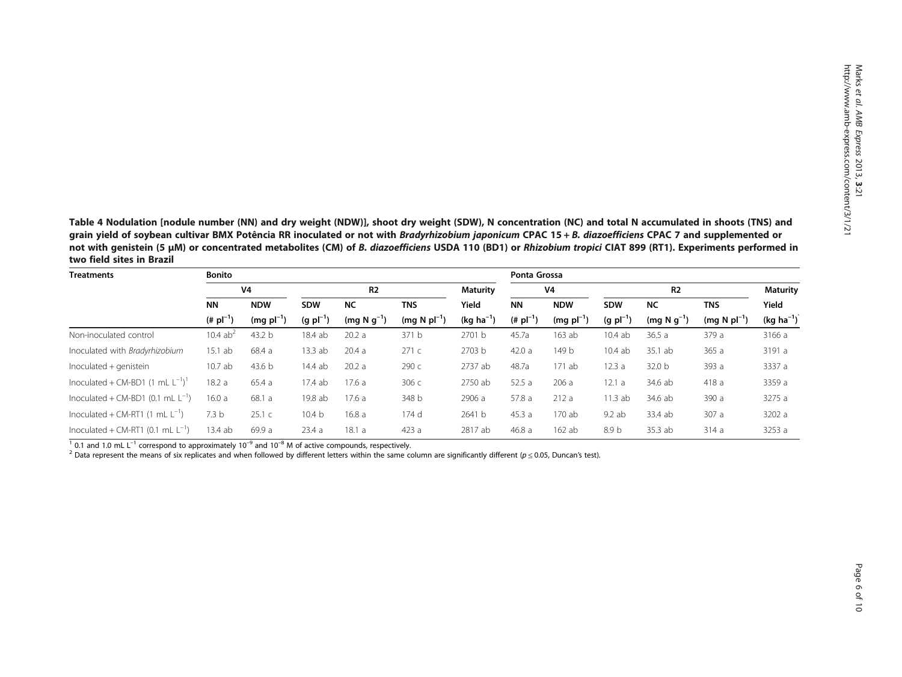**Table 4 Nodulation [nodule number (NN) and dry weight (NDW)], shoot dry weight (SDW), N concentration (NC) and total N accumulated in shoots (TNS) and grain yield of soybean cultivar BMX Potência RR inoculated or not with *Bradyrhizobium japonicum* CPAC 15 + *B. diazoefficiens* CPAC 7 and supplemented or not with genistein (5 μM) or concentrated metabolites (CM) of *B. diazoefficiens* USDA 110 (BD1) or *Rhizobium tropici* CIAT 899 (RT1). Experiments performed in two field sites in Brazil**

| Treatments | Bonito | | | | | | Ponta Grossa | | | | | |
|---|---|---|---|---|---|---|---|---|---|---|---|---|
| | V4 | | R2 | | | Maturity | V4 | | R2 | | | Maturity |
| | NN | NDW | SDW | NC | TNS | Yield | NN | NDW | SDW | NC | TNS | Yield |
| | (# $pl^{-1}$) | (mg $pl^{-1}$) | (g $pl^{-1}$) | (mg N $g^{-1}$) | (mg N $pl^{-1}$) | (kg $ha^{-1}$) | (# $pl^{-1}$) | (mg $pl^{-1}$) | (g $pl^{-1}$) | (mg N $g^{-1}$) | (mg N $pl^{-1}$) | (kg $ha^{-1}$) |
| Non-inoculated control | 10.4 ab[2] | 43.2 b | 18.4 ab | 20.2 a | 371 b | 2701 b | 45.7a | 163 ab | 10.4 ab | 36.5 a | 379 a | 3166 a |
| Inoculated with *Bradyrhizobium* | 15.1 ab | 68.4 a | 13.3 ab | 20.4 a | 271 c | 2703 b | 42.0 a | 149 b | 10.4 ab | 35.1 ab | 365 a | 3191 a |
| Inoculated + genistein | 10.7 ab | 43.6 b | 14.4 ab | 20.2 a | 290 c | 2737 ab | 48.7a | 171 ab | 12.3 a | 32.0 b | 393 a | 3337 a |
| Inoculated + CM-BD1 (1 mL $L^{-1}$)[1] | 18.2 a | 65.4 a | 17.4 ab | 17.6 a | 306 c | 2750 ab | 52.5 a | 206 a | 12.1 a | 34.6 ab | 418 a | 3359 a |
| Inoculated + CM-BD1 (0.1 mL $L^{-1}$) | 16.0 a | 68.1 a | 19.8 ab | 17.6 a | 348 b | 2906 a | 57.8 a | 212 a | 11.3 ab | 34.6 ab | 390 a | 3275 a |
| Inoculated + CM-RT1 (1 mL $L^{-1}$) | 7.3 b | 25.1 c | 10.4 b | 16.8 a | 174 d | 2641 b | 45.3 a | 170 ab | 9.2 ab | 33.4 ab | 307 a | 3202 a |
| Inoculated + CM-RT1 (0.1 mL $L^{-1}$) | 13.4 ab | 69.9 a | 23.4 a | 18.1 a | 423 a | 2817 ab | 46.8 a | 162 ab | 8.9 b | 35.3 ab | 314 a | 3253 a |

[1] 0.1 and 1.0 mL $L^{-1}$ correspond to approximately $10^{-9}$ and $10^{-8}$ M of active compounds, respectively.
[2] Data represent the means of six replicates and when followed by different letters within the same column are significantly different ($p \leq 0.05$, Duncan's test).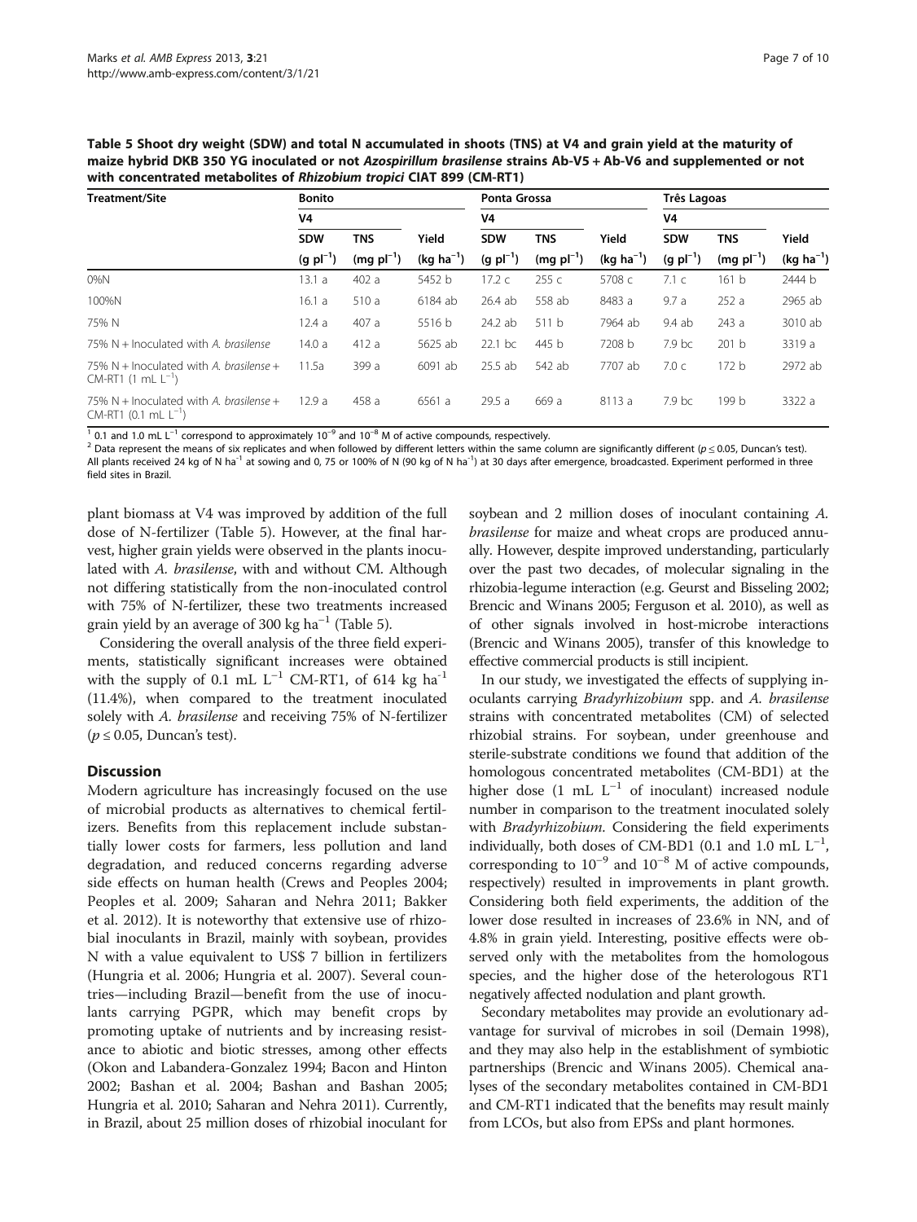**Table 5 Shoot dry weight (SDW) and total N accumulated in shoots (TNS) at V4 and grain yield at the maturity of maize hybrid DKB 350 YG inoculated or not *Azospirillum brasilense* strains Ab-V5 + Ab-V6 and supplemented or not with concentrated metabolites of *Rhizobium tropici* CIAT 899 (CM-RT1)**

| Treatment/Site | Bonito | | | Ponta Grossa | | | Três Lagoas | | |
|---|---|---|---|---|---|---|---|---|---|
| | V4 | | | V4 | | | V4 | | |
| | SDW ($g\ pl^{-1}$) | TNS ($mg\ pl^{-1}$) | Yield ($kg\ ha^{-1}$) | SDW ($g\ pl^{-1}$) | TNS ($mg\ pl^{-1}$) | Yield ($kg\ ha^{-1}$) | SDW ($g\ pl^{-1}$) | TNS ($mg\ pl^{-1}$) | Yield ($kg\ ha^{-1}$) |
| 0%N | 13.1 a | 402 a | 5452 b | 17.2 c | 255 c | 5708 c | 7.1 c | 161 b | 2444 b |
| 100%N | 16.1 a | 510 a | 6184 ab | 26.4 ab | 558 ab | 8483 a | 9.7 a | 252 a | 2965 ab |
| 75% N | 12.4 a | 407 a | 5516 b | 24.2 ab | 511 b | 7964 ab | 9.4 ab | 243 a | 3010 ab |
| 75% N + Inoculated with *A. brasilense* | 14.0 a | 412 a | 5625 ab | 22.1 bc | 445 b | 7208 b | 7.9 bc | 201 b | 3319 a |
| 75% N + Inoculated with *A. brasilense* + CM-RT1 (1 mL $L^{-1}$) | 11.5a | 399 a | 6091 ab | 25.5 ab | 542 ab | 7707 ab | 7.0 c | 172 b | 2972 ab |
| 75% N + Inoculated with *A. brasilense* + CM-RT1 (0.1 mL $L^{-1}$) | 12.9 a | 458 a | 6561 a | 29.5 a | 669 a | 8113 a | 7.9 bc | 199 b | 3322 a |

[1] 0.1 and 1.0 mL $L^{-1}$ correspond to approximately $10^{-9}$ and $10^{-8}$ M of active compounds, respectively.
[2] Data represent the means of six replicates and when followed by different letters within the same column are significantly different ($p \leq 0.05$, Duncan's test).
All plants received 24 kg of N $ha^{-1}$ at sowing and 0, 75 or 100% of N (90 kg of N $ha^{-1}$) at 30 days after emergence, broadcasted. Experiment performed in three field sites in Brazil.

plant biomass at V4 was improved by addition of the full dose of N-fertilizer (Table 5). However, at the final harvest, higher grain yields were observed in the plants inoculated with *A. brasilense*, with and without CM. Although not differing statistically from the non-inoculated control with 75% of N-fertilizer, these two treatments increased grain yield by an average of 300 kg $ha^{-1}$ (Table 5).

Considering the overall analysis of the three field experiments, statistically significant increases were obtained with the supply of 0.1 mL $L^{-1}$ CM-RT1, of 614 kg $ha^{-1}$ (11.4%), when compared to the treatment inoculated solely with *A. brasilense* and receiving 75% of N-fertilizer ($p \leq 0.05$, Duncan's test).

## Discussion

Modern agriculture has increasingly focused on the use of microbial products as alternatives to chemical fertilizers. Benefits from this replacement include substantially lower costs for farmers, less pollution and land degradation, and reduced concerns regarding adverse side effects on human health (Crews and Peoples 2004; Peoples et al. 2009; Saharan and Nehra 2011; Bakker et al. 2012). It is noteworthy that extensive use of rhizobial inoculants in Brazil, mainly with soybean, provides N with a value equivalent to US$ 7 billion in fertilizers (Hungria et al. 2006; Hungria et al. 2007). Several countries—including Brazil—benefit from the use of inoculants carrying PGPR, which may benefit crops by promoting uptake of nutrients and by increasing resistance to abiotic and biotic stresses, among other effects (Okon and Labandera-Gonzalez 1994; Bacon and Hinton 2002; Bashan et al. 2004; Bashan and Bashan 2005; Hungria et al. 2010; Saharan and Nehra 2011). Currently, in Brazil, about 25 million doses of rhizobial inoculant for soybean and 2 million doses of inoculant containing *A. brasilense* for maize and wheat crops are produced annually. However, despite improved understanding, particularly over the past two decades, of molecular signaling in the rhizobia-legume interaction (e.g. Geurst and Bisseling 2002; Brencic and Winans 2005; Ferguson et al. 2010), as well as of other signals involved in host-microbe interactions (Brencic and Winans 2005), transfer of this knowledge to effective commercial products is still incipient.

In our study, we investigated the effects of supplying inoculants carrying *Bradyrhizobium* spp. and *A. brasilense* strains with concentrated metabolites (CM) of selected rhizobial strains. For soybean, under greenhouse and sterile-substrate conditions we found that addition of the homologous concentrated metabolites (CM-BD1) at the higher dose (1 mL $L^{-1}$ of inoculant) increased nodule number in comparison to the treatment inoculated solely with *Bradyrhizobium*. Considering the field experiments individually, both doses of CM-BD1 (0.1 and 1.0 mL $L^{-1}$, corresponding to $10^{-9}$ and $10^{-8}$ M of active compounds, respectively) resulted in improvements in plant growth. Considering both field experiments, the addition of the lower dose resulted in increases of 23.6% in NN, and of 4.8% in grain yield. Interesting, positive effects were observed only with the metabolites from the homologous species, and the higher dose of the heterologous RT1 negatively affected nodulation and plant growth.

Secondary metabolites may provide an evolutionary advantage for survival of microbes in soil (Demain 1998), and they may also help in the establishment of symbiotic partnerships (Brencic and Winans 2005). Chemical analyses of the secondary metabolites contained in CM-BD1 and CM-RT1 indicated that the benefits may result mainly from LCOs, but also from EPSs and plant hormones.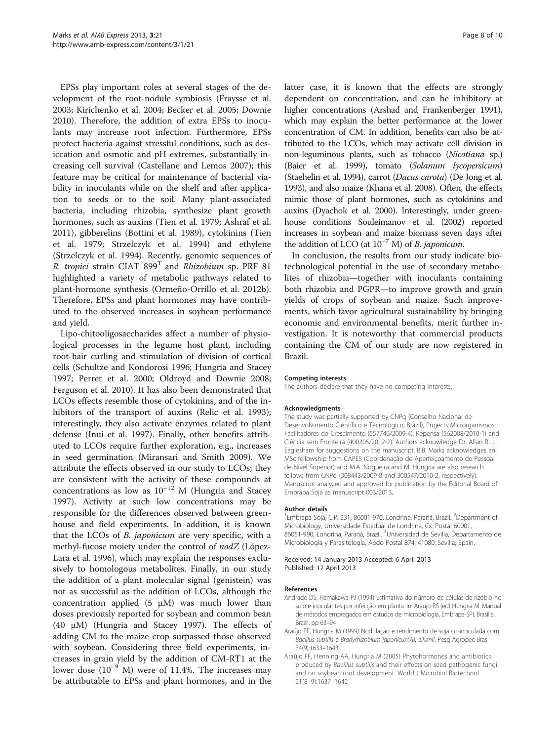EPSs play important roles at several stages of the development of the root-nodule symbiosis (Fraysse et al. 2003; Kirichenko et al. 2004; Becker et al. 2005; Downie 2010). Therefore, the addition of extra EPSs to inoculants may increase root infection. Furthermore, EPSs protect bacteria against stressful conditions, such as desiccation and osmotic and pH extremes, substantially increasing cell survival (Castellane and Lemos 2007); this feature may be critical for maintenance of bacterial viability in inoculants while on the shelf and after application to seeds or to the soil. Many plant-associated bacteria, including rhizobia, synthesize plant growth hormones, such as auxins (Tien et al. 1979; Ashraf et al. 2011), gibberelins (Bottini et al. 1989), cytokinins (Tien et al. 1979; Strzelczyk et al. 1994) and ethylene (Strzelczyk et al. 1994). Recently, genomic sequences of *R. tropici* strain CIAT 899$^T$ and *Rhizobium* sp. PRF 81 highlighted a variety of metabolic pathways related to plant-hormone synthesis (Ormeño-Orrillo et al. 2012b). Therefore, EPSs and plant hormones may have contributed to the observed increases in soybean performance and yield.

Lipo-chitooligosaccharides affect a number of physiological processes in the legume host plant, including root-hair curling and stimulation of division of cortical cells (Schultze and Kondorosi 1996; Hungria and Stacey 1997; Perret et al. 2000; Oldroyd and Downie 2008; Ferguson et al. 2010). It has also been demonstrated that LCOs effects resemble those of cytokinins, and of the inhibitors of the transport of auxins (Relic et al. 1993); interestingly, they also activate enzymes related to plant defense (Inui et al. 1997). Finally, other benefits attributed to LCOs require further exploration, e.g., increases in seed germination (Miransari and Smith 2009). We attribute the effects observed in our study to LCOs; they are consistent with the activity of these compounds at concentrations as low as $10^{-12}$ M (Hungria and Stacey 1997). Activity at such low concentrations may be responsible for the differences observed between greenhouse and field experiments. In addition, it is known that the LCOs of *B. japonicum* are very specific, with a methyl-fucose moiety under the control of *nodZ* (López-Lara et al. 1996), which may explain the responses exclusively to homologous metabolites. Finally, in our study the addition of a plant molecular signal (genistein) was not as successful as the addition of LCOs, although the concentration applied (5 μM) was much lower than doses previously reported for soybean and common bean (40 μM) (Hungria and Stacey 1997). The effects of adding CM to the maize crop surpassed those observed with soybean. Considering three field experiments, increases in grain yield by the addition of CM-RT1 at the lower dose ($10^{-9}$ M) were of 11.4%. The increases may be attributable to EPSs and plant hormones, and in the latter case, it is known that the effects are strongly dependent on concentration, and can be inhibitory at higher concentrations (Arshad and Frankenberger 1991), which may explain the better performance at the lower concentration of CM. In addition, benefits can also be attributed to the LCOs, which may activate cell division in non-leguminous plants, such as tobacco (*Nicotiana* sp.) (Baier et al. 1999), tomato (*Solanum lycopersicum*) (Staehelin et al. 1994), carrot (*Dacus carota*) (De Jong et al. 1993), and also maize (Khana et al. 2008). Often, the effects mimic those of plant hormones, such as cytokinins and auxins (Dyachok et al. 2000). Interestingly, under greenhouse conditions Souleimanov et al. (2002) reported increases in soybean and maize biomass seven days after the addition of LCO (at $10^{-7}$ M) of *B. japonicum*.

In conclusion, the results from our study indicate biotechnological potential in the use of secondary metabolites of rhizobia—together with inoculants containing both rhizobia and PGPR—to improve growth and grain yields of crops of soybean and maize. Such improvements, which favor agricultural sustainability by bringing economic and environmental benefits, merit further investigation. It is noteworthy that commercial products containing the CM of our study are now registered in Brazil.

#### Competing interests

The authors declare that they have no competing interests.

#### Acknowledgments

The study was partially supported by CNPq (Conselho Nacional de Desenvolvimento Científico e Tecnológico, Brazil), Projects Microrganismos Facilitadores do Crescimento (557746/2009-4), Repensa (562008/2010-1) and Ciência sem Fronteira (400205/2012-2). Authors acknowledge Dr. Allan R. J. Eaglesham for suggestions on the manuscript. B.B. Marks acknowledges an MSc fellowship from CAPES (Coordenação de Aperfeiçoamento de Pessoal de Nível Superior) and M.A. Nogueira and M. Hungria are also research fellows from CNPq (308443/2009-8 and 300547/2010-2, respectively). Manuscript analyzed and approved for publication by the Editorial Board of Embrapa Soja as manuscript 003/2013.

#### Author details

[1]Embrapa Soja, C.P. 231, 86001-970, Londrina, Paraná, Brazil. [2]Department of Microbiology, Universidade Estadual de Londrina, Cx. Postal 60001, 86051-990, Londrina, Paraná, Brazil. [3]Universidad de Sevilla, Departamento de Microbiología y Parasitología, Apdo Postal 874, 41080, Sevilla, Spain.

Received: 14 January 2013 Accepted: 6 April 2013
Published: 17 April 2013

#### References

Andrade DS, Hamakawa PJ (1994) Estimativa do número de células de rizóbio no solo e inoculantes por infecção em planta. In: Araujo RS (ed) Hungria M. Manual de métodos empregados em estudos de microbiologia, Embrapa-SPI, Brasília, Brazil, pp 63–94

Araújo FF, Hungria M (1999) Nodulação e rendimento de soja co-inoculada com *Bacillus subtilis* e *Bradyrhizobium japonicum/B. elkanii*. Pesq Agropec Bras 34(9):1633–1643

Araújo FF, Henning AA, Hungria M (2005) Phytohormones and antibiotics produced by *Bacillus subtilis* and their effects on seed pathogenic fungi and on soybean root development. World J Microbiol Biotechnol 21(8–9):1637–1642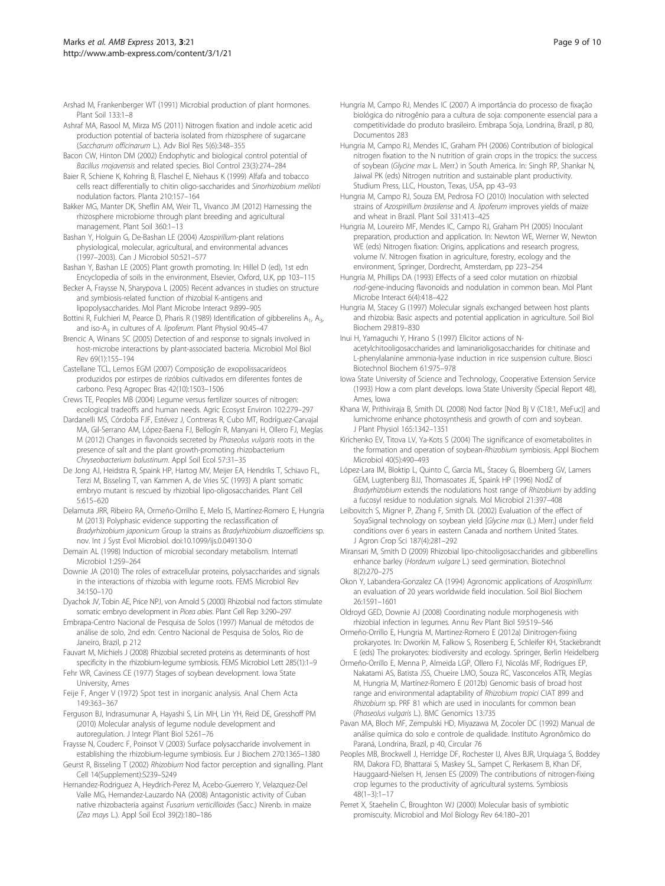Arshad M, Frankenberger WT (1991) Microbial production of plant hormones. Plant Soil 133:1–8

Ashraf MA, Rasool M, Mirza MS (2011) Nitrogen fixation and indole acetic acid production potential of bacteria isolated from rhizosphere of sugarcane (*Saccharum officinarum* L.). Adv Biol Res 5(6):348–355

Bacon CW, Hinton DM (2002) Endophytic and biological control potential of *Bacillus mojavensis* and related species. Biol Control 23(3):274–284

Baier R, Schiene K, Kohring B, Flaschel E, Niehaus K (1999) Alfafa and tobacco cells react differentially to chitin oligo-saccharides and *Sinorhizobium meliloti* nodulation factors. Planta 210:157–164

Bakker MG, Manter DK, Sheflin AM, Weir TL, Vivanco JM (2012) Harnessing the rhizosphere microbiome through plant breeding and agricultural management. Plant Soil 360:1–13

Bashan Y, Holguin G, De-Bashan LE (2004) *Azospirillum*-plant relations physiological, molecular, agricultural, and environmental advances (1997–2003). Can J Microbiol 50:521–577

Bashan Y, Bashan LE (2005) Plant growth promoting. In: Hillel D (ed), 1st edn Encyclopedia of soils in the environment, Elsevier, Oxford, U.K, pp 103–115

Becker A, Fraysse N, Sharypova L (2005) Recent advances in studies on structure and symbiosis-related function of rhizobial K-antigens and lipopolysaccharides. Mol Plant Microbe Interact 9:899–905

Bottini R, Fulchieri M, Pearce D, Pharis R (1989) Identification of gibberelins $A_1$, $A_3$, and iso-$A_3$ in cultures of *A. lipoferum*. Plant Physiol 90:45–47

Brencic A, Winans SC (2005) Detection of and response to signals involved in host-microbe interactions by plant-associated bacteria. Microbiol Mol Biol Rev 69(1):155–194

Castellane TCL, Lemos EGM (2007) Composição de exopolissacarídeos produzidos por estirpes de rizóbios cultivados em diferentes fontes de carbono. Pesq Agropec Bras 42(10):1503–1506

Crews TE, Peoples MB (2004) Legume versus fertilizer sources of nitrogen: ecological tradeoffs and human needs. Agric Ecosyst Environ 102:279–297

Dardanelli MS, Córdoba FJF, Estévez J, Contreras R, Cubo MT, Rodríguez-Carvajal MA, Gil-Serrano AM, López-Baena FJ, Bellogín R, Manyani H, Ollero FJ, Megías M (2012) Changes in flavonoids secreted by *Phaseolus vulgaris* roots in the presence of salt and the plant growth-promoting rhizobacterium *Chryseobacterium balustinum*. Appl Soil Ecol 57:31–35

De Jong AJ, Heidstra R, Spaink HP, Hartog MV, Meijer EA, Hendriks T, Schiavo FL, Terzi M, Bisseling T, van Kammen A, de Vries SC (1993) A plant somatic embryo mutant is rescued by rhizobial lipo-oligosaccharides. Plant Cell 5:615–620

Delamuta JRR, Ribeiro RA, Ormeño-Orrilho E, Melo IS, Martínez-Romero E, Hungria M (2013) Polyphasic evidence supporting the reclassification of *Bradyrhizobium japonicum* Group Ia strains as *Bradyrhizobium diazoefficiens* sp. nov. Int J Syst Evol Microbiol. doi:10.1099/ijs.0.049130-0

Demain AL (1998) Induction of microbial secondary metabolism. Internatl Microbiol 1:259–264

Downie JA (2010) The roles of extracellular proteins, polysaccharides and signals in the interactions of rhizobia with legume roots. FEMS Microbiol Rev 34:150–170

Dyachok JV, Tobin AE, Price NPJ, von Arnold S (2000) Rhizobial nod factors stimulate somatic embryo development in *Picea abies*. Plant Cell Rep 3:290–297

Embrapa-Centro Nacional de Pesquisa de Solos (1997) Manual de métodos de análise de solo, 2nd edn. Centro Nacional de Pesquisa de Solos, Rio de Janeiro, Brazil, p 212

Fauvart M, Michiels J (2008) Rhizobial secreted proteins as determinants of host specificity in the rhizobium-legume symbiosis. FEMS Microbiol Lett 285(1):1–9

Fehr WR, Caviness CE (1977) Stages of soybean development. Iowa State University, Ames

Feije F, Anger V (1972) Spot test in inorganic analysis. Anal Chem Acta 149:363–367

Ferguson BJ, Indrasumunar A, Hayashi S, Lin MH, Lin YH, Reid DE, Gresshoff PM (2010) Molecular analysis of legume nodule development and autoregulation. J Integr Plant Biol 52:61–76

Fraysse N, Couderc F, Poinsot V (2003) Surface polysaccharide involvement in establishing the rhizobium-legume symbiosis. Eur J Biochem 270:1365–1380

Geurst R, Bisseling T (2002) *Rhizobium* Nod factor perception and signalling. Plant Cell 14(Supplement):S239–S249

Hernandez-Rodriguez A, Heydrich-Perez M, Acebo-Guerrero Y, Velazquez-Del Valle MG, Hernandez-Lauzardo NA (2008) Antagonistic activity of Cuban native rhizobacteria against *Fusarium verticillioides* (Sacc.) Nirenb. in maize (*Zea mays* L.). Appl Soil Ecol 39(2):180–186

Hungria M, Campo RJ, Mendes IC (2007) A importância do processo de fixação biológica do nitrogênio para a cultura de soja: componente essencial para a competitividade do produto brasileiro. Embrapa Soja, Londrina, Brazil, p 80, Documentos 283

Hungria M, Campo RJ, Mendes IC, Graham PH (2006) Contribution of biological nitrogen fixation to the N nutrition of grain crops in the tropics: the success of soybean (*Glycine max* L. Merr.) in South America. In: Singh RP, Shankar N, Jaiwal PK (eds) Nitrogen nutrition and sustainable plant productivity. Studium Press, LLC, Houston, Texas, USA, pp 43–93

Hungria M, Campo RJ, Souza EM, Pedrosa FO (2010) Inoculation with selected strains of *Azospirillum brasilense* and *A. lipoferum* improves yields of maize and wheat in Brazil. Plant Soil 331:413–425

Hungria M, Loureiro MF, Mendes IC, Campo RJ, Graham PH (2005) Inoculant preparation, production and application. In: Newton WE, Werner W, Newton WE (eds) Nitrogen fixation: Origins, applications and research progress, volume IV. Nitrogen fixation in agriculture, forestry, ecology and the environment, Springer, Dordrecht, Amsterdam, pp 223–254

Hungria M, Phillips DA (1993) Effects of a seed color mutation on rhizobial *nod*-gene-inducing flavonoids and nodulation in common bean. Mol Plant Microbe Interact 6(4):418–422

Hungria M, Stacey G (1997) Molecular signals exchanged between host plants and rhizobia: Basic aspects and potential application in agriculture. Soil Biol Biochem 29:819–830

Inui H, Yamaguchi Y, Hirano S (1997) Elicitor actions of N-acetylchitooligosaccharides and laminarioligosaccharides for chitinase and L-phenylalanine ammonia-lyase induction in rice suspension culture. Biosci Biotechnol Biochem 61:975–978

Iowa State University of Science and Technology, Cooperative Extension Service (1993) How a corn plant develops. Iowa State University (Special Report 48), Ames, Iowa

Khana W, Prithiviraja B, Smith DL (2008) Nod factor [Nod Bj V (C18:1, MeFuc)] and lumichrome enhance photosynthesis and growth of corn and soybean. J Plant Physiol 165:1342–1351

Kirichenko EV, Titova LV, Ya-Kots S (2004) The significance of exometabolites in the formation and operation of soybean-*Rhizobium* symbiosis. Appl Biochem Microbiol 40(5):490–493

López-Lara IM, Bloktip L, Quinto C, Garcia ML, Stacey G, Bloemberg GV, Lamers GEM, Lugtenberg BJJ, Thomasoates JE, Spaink HP (1996) NodZ of *Bradyrhizobium* extends the nodulations host range of *Rhizobium* by adding a fucosyl residue to nodulation signals. Mol Microbiol 21:397–408

Leibovitch S, Migner P, Zhang F, Smith DL (2002) Evaluation of the effect of SoyaSignal technology on soybean yield [*Glycine max* (L.) Merr.] under field conditions over 6 years in eastern Canada and northern United States. J Agron Crop Sci 187(4):281–292

Miransari M, Smith D (2009) Rhizobial lipo-chitooligosaccharides and gibberellins enhance barley (*Hordeum vulgare* L.) seed germination. Biotechnol 8(2):270–275

Okon Y, Labandera-Gonzalez CA (1994) Agronomic applications of *Azospirillum*: an evaluation of 20 years worldwide field inoculation. Soil Biol Biochem 26:1591–1601

Oldroyd GED, Downie AJ (2008) Coordinating nodule morphogenesis with rhizobial infection in legumes. Annu Rev Plant Biol 59:519–546

Ormeño-Orrillo E, Hungria M, Martinez-Romero E (2012a) Dinitrogen-fixing prokaryotes. In: Dworkin M, Falkow S, Rosenberg E, Schleifer KH, Stackebrandt E (eds) The prokaryotes: biodiversity and ecology. Springer, Berlin Heidelberg

Ormeño-Orrillo E, Menna P, Almeida LGP, Ollero FJ, Nicolás MF, Rodrigues EP, Nakatami AS, Batista JSS, Chueire LMO, Souza RC, Vasconcelos ATR, Megías M, Hungria M, Martínez-Romero E (2012b) Genomic basis of broad host range and environmental adaptability of *Rhizobium tropici* CIAT 899 and *Rhizobium* sp. PRF 81 which are used in inoculants for common bean (*Phaseolus vulgaris* L.). BMC Genomics 13:735

Pavan MA, Bloch MF, Zempulski HD, Miyazawa M, Zocoler DC (1992) Manual de análise química do solo e controle de qualidade. Instituto Agronômico do Paraná, Londrina, Brazil, p 40, Circular 76

Peoples MB, Brockwell J, Herridge DF, Rochester IJ, Alves BJR, Urquiaga S, Boddey RM, Dakora FD, Bhattarai S, Maskey SL, Sampet C, Rerkasem B, Khan DF, Hauggaard-Nielsen H, Jensen ES (2009) The contributions of nitrogen-fixing crop legumes to the productivity of agricultural systems. Symbiosis 48(1–3):1–17

Perret X, Staehelin C, Broughton WJ (2000) Molecular basis of symbiotic promiscuity. Microbiol and Mol Biology Rev 64:180–201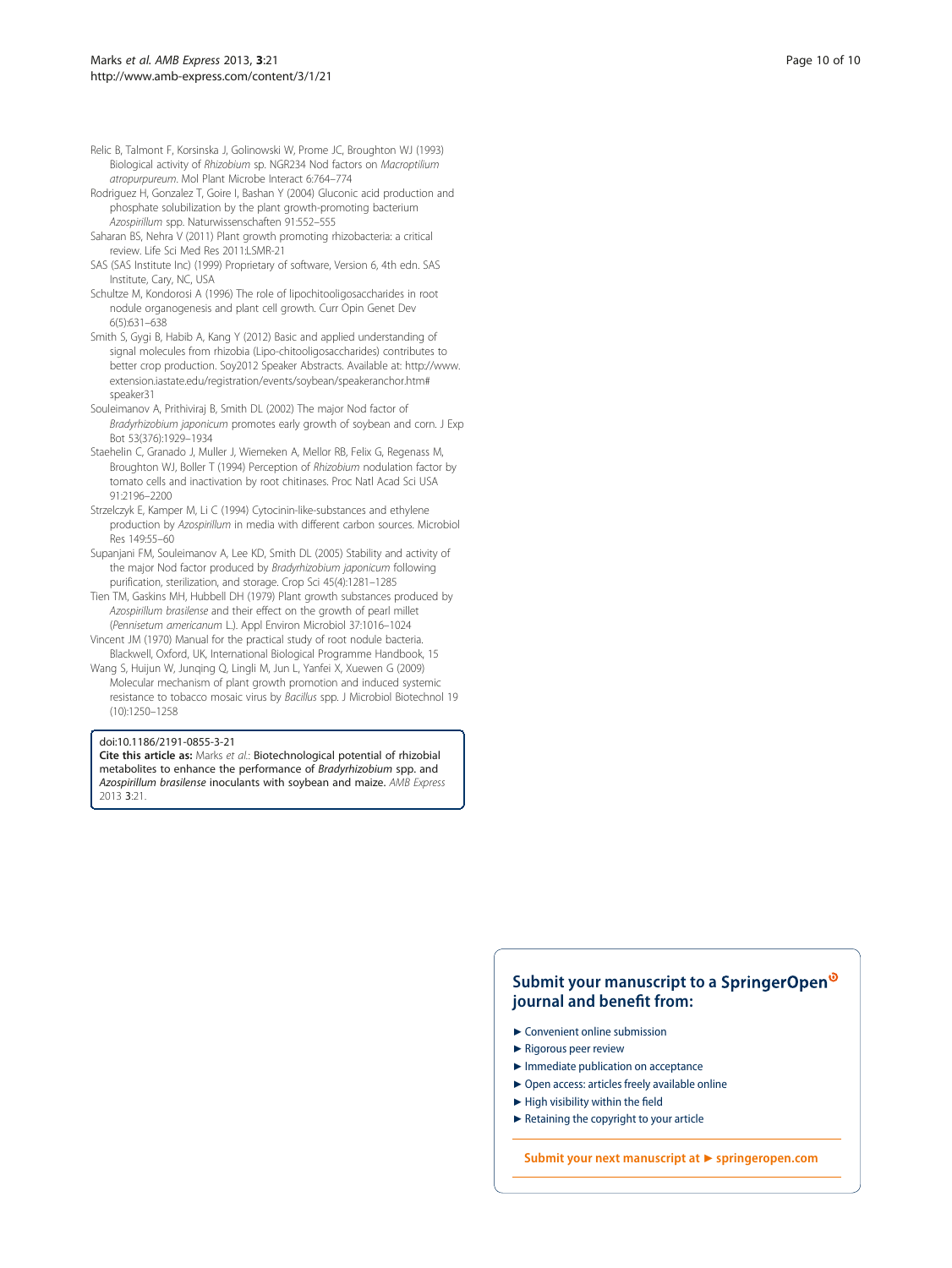Relic B, Talmont F, Korsinska J, Golinowski W, Prome JC, Broughton WJ (1993) Biological activity of *Rhizobium* sp. NGR234 Nod factors on *Macroptilium atropurpureum*. Mol Plant Microbe Interact 6:764–774

Rodriguez H, Gonzalez T, Goire I, Bashan Y (2004) Gluconic acid production and phosphate solubilization by the plant growth-promoting bacterium *Azospirillum* spp. Naturwissenschaften 91:552–555

Saharan BS, Nehra V (2011) Plant growth promoting rhizobacteria: a critical review. Life Sci Med Res 2011:LSMR-21

SAS (SAS Institute Inc) (1999) Proprietary of software, Version 6, 4th edn. SAS Institute, Cary, NC, USA

Schultze M, Kondorosi A (1996) The role of lipochitooligosaccharides in root nodule organogenesis and plant cell growth. Curr Opin Genet Dev 6(5):631–638

Smith S, Gygi B, Habib A, Kang Y (2012) Basic and applied understanding of signal molecules from rhizobia (Lipo-chitooligosaccharides) contributes to better crop production. Soy2012 Speaker Abstracts. Available at: http://www.extension.iastate.edu/registration/events/soybean/speakeranchor.htm#speaker31

Souleimanov A, Prithiviraj B, Smith DL (2002) The major Nod factor of *Bradyrhizobium japonicum* promotes early growth of soybean and corn. J Exp Bot 53(376):1929–1934

Staehelin C, Granado J, Muller J, Wiemeken A, Mellor RB, Felix G, Regenass M, Broughton WJ, Boller T (1994) Perception of *Rhizobium* nodulation factor by tomato cells and inactivation by root chitinases. Proc Natl Acad Sci USA 91:2196–2200

Strzelczyk E, Kamper M, Li C (1994) Cytocinin-like-substances and ethylene production by *Azospirillum* in media with different carbon sources. Microbiol Res 149:55–60

Supanjani FM, Souleimanov A, Lee KD, Smith DL (2005) Stability and activity of the major Nod factor produced by *Bradyrhizobium japonicum* following purification, sterilization, and storage. Crop Sci 45(4):1281–1285

Tien TM, Gaskins MH, Hubbell DH (1979) Plant growth substances produced by *Azospirillum brasilense* and their effect on the growth of pearl millet (*Pennisetum americanum* L.). Appl Environ Microbiol 37:1016–1024

Vincent JM (1970) Manual for the practical study of root nodule bacteria. Blackwell, Oxford, UK, International Biological Programme Handbook, 15

Wang S, Huijun W, Junqing Q, Lingli M, Jun L, Yanfei X, Xuewen G (2009) Molecular mechanism of plant growth promotion and induced systemic resistance to tobacco mosaic virus by *Bacillus* spp. J Microbiol Biotechnol 19 (10):1250–1258

doi:10.1186/2191-0855-3-21

**Cite this article as:** Marks *et al.*: Biotechnological potential of rhizobial metabolites to enhance the performance of *Bradyrhizobium* spp. and *Azospirillum brasilense* inoculants with soybean and maize. *AMB Express* 2013 **3**:21.

**Submit your manuscript to a SpringerOpen journal and benefit from:**

- ► Convenient online submission
- ► Rigorous peer review
- ► Immediate publication on acceptance
- ► Open access: articles freely available online
- ► High visibility within the field
- ► Retaining the copyright to your article

**Submit your next manuscript at ► springeropen.com**